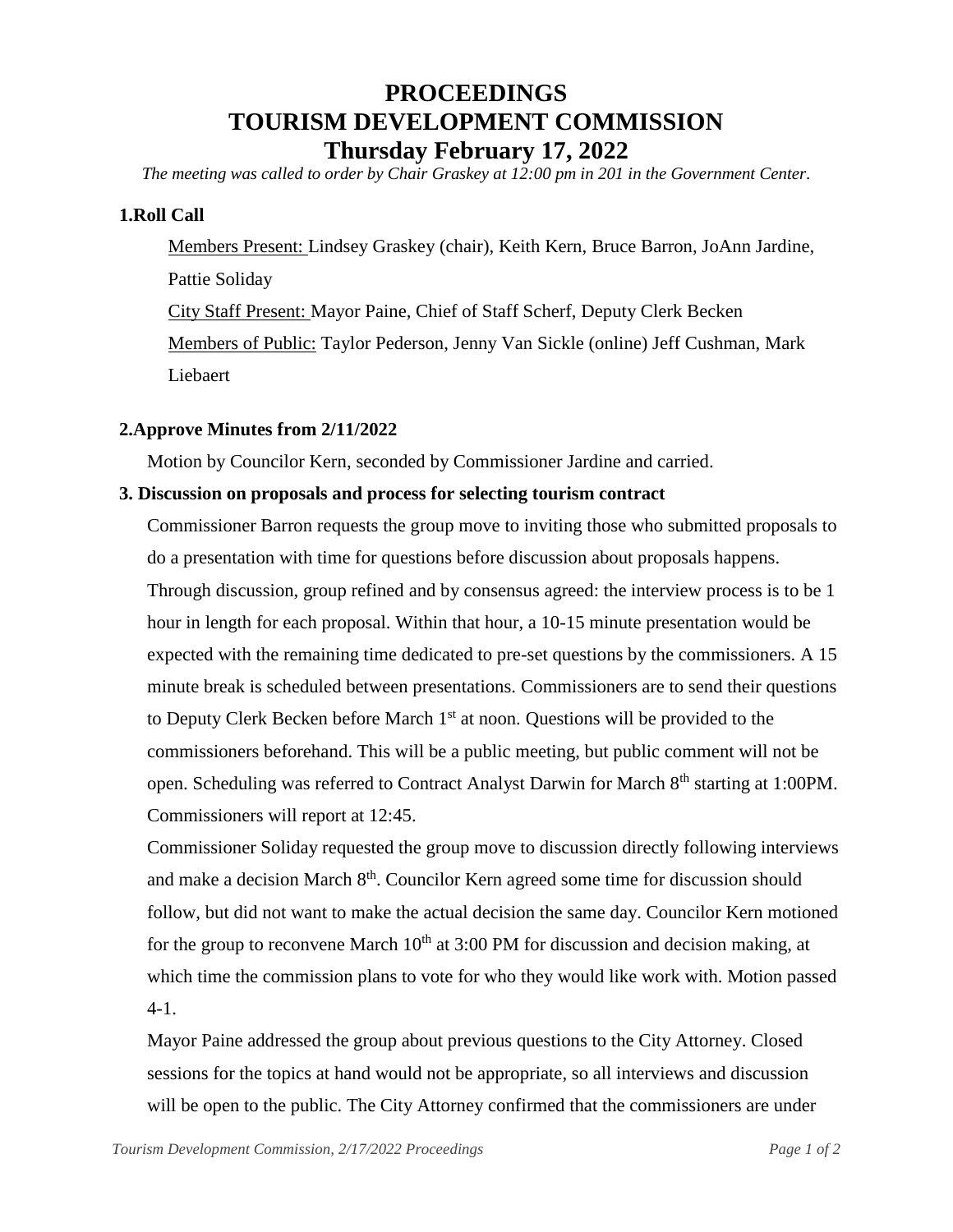# PROCEEDINGS
# TOURISM DEVELOPMENT COMMISSION
# Thursday February 17, 2022

*The meeting was called to order by Chair Graskey at 12:00 pm in 201 in the Government Center.*

## 1.Roll Call

Members Present: Lindsey Graskey (chair), Keith Kern, Bruce Barron, JoAnn Jardine, Pattie Soliday

City Staff Present: Mayor Paine, Chief of Staff Scherf, Deputy Clerk Becken

Members of Public: Taylor Pederson, Jenny Van Sickle (online) Jeff Cushman, Mark Liebaert

## 2.Approve Minutes from 2/11/2022

Motion by Councilor Kern, seconded by Commissioner Jardine and carried.

## 3. Discussion on proposals and process for selecting tourism contract

Commissioner Barron requests the group move to inviting those who submitted proposals to do a presentation with time for questions before discussion about proposals happens. Through discussion, group refined and by consensus agreed: the interview process is to be 1 hour in length for each proposal. Within that hour, a 10-15 minute presentation would be expected with the remaining time dedicated to pre-set questions by the commissioners. A 15 minute break is scheduled between presentations. Commissioners are to send their questions to Deputy Clerk Becken before March 1st at noon. Questions will be provided to the commissioners beforehand. This will be a public meeting, but public comment will not be open. Scheduling was referred to Contract Analyst Darwin for March 8th starting at 1:00PM. Commissioners will report at 12:45.

Commissioner Soliday requested the group move to discussion directly following interviews and make a decision March 8th. Councilor Kern agreed some time for discussion should follow, but did not want to make the actual decision the same day. Councilor Kern motioned for the group to reconvene March 10th at 3:00 PM for discussion and decision making, at which time the commission plans to vote for who they would like work with. Motion passed 4-1.

Mayor Paine addressed the group about previous questions to the City Attorney. Closed sessions for the topics at hand would not be appropriate, so all interviews and discussion will be open to the public. The City Attorney confirmed that the commissioners are under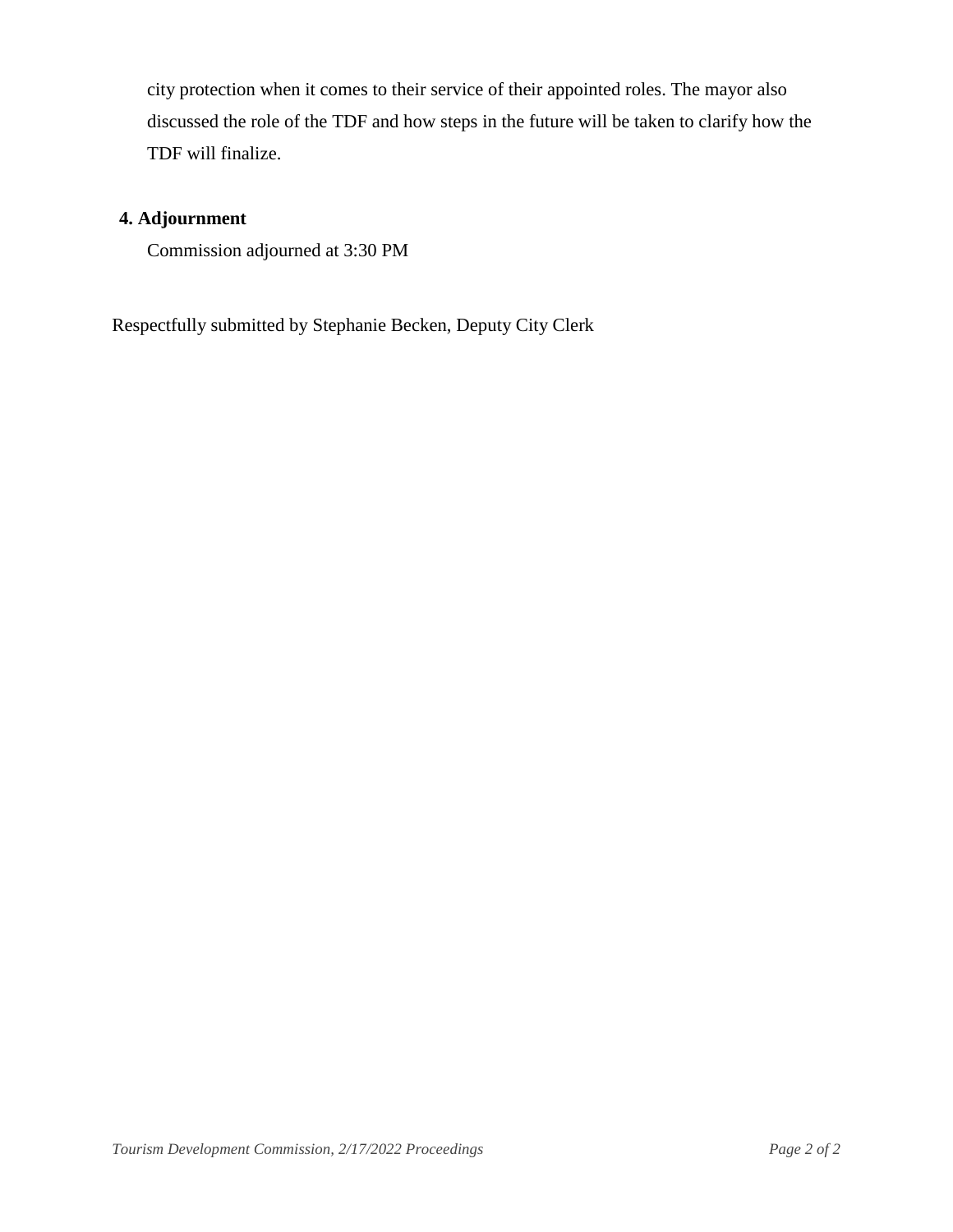city protection when it comes to their service of their appointed roles. The mayor also discussed the role of the TDF and how steps in the future will be taken to clarify how the TDF will finalize.

**4. Adjournment**

Commission adjourned at 3:30 PM

Respectfully submitted by Stephanie Becken, Deputy City Clerk